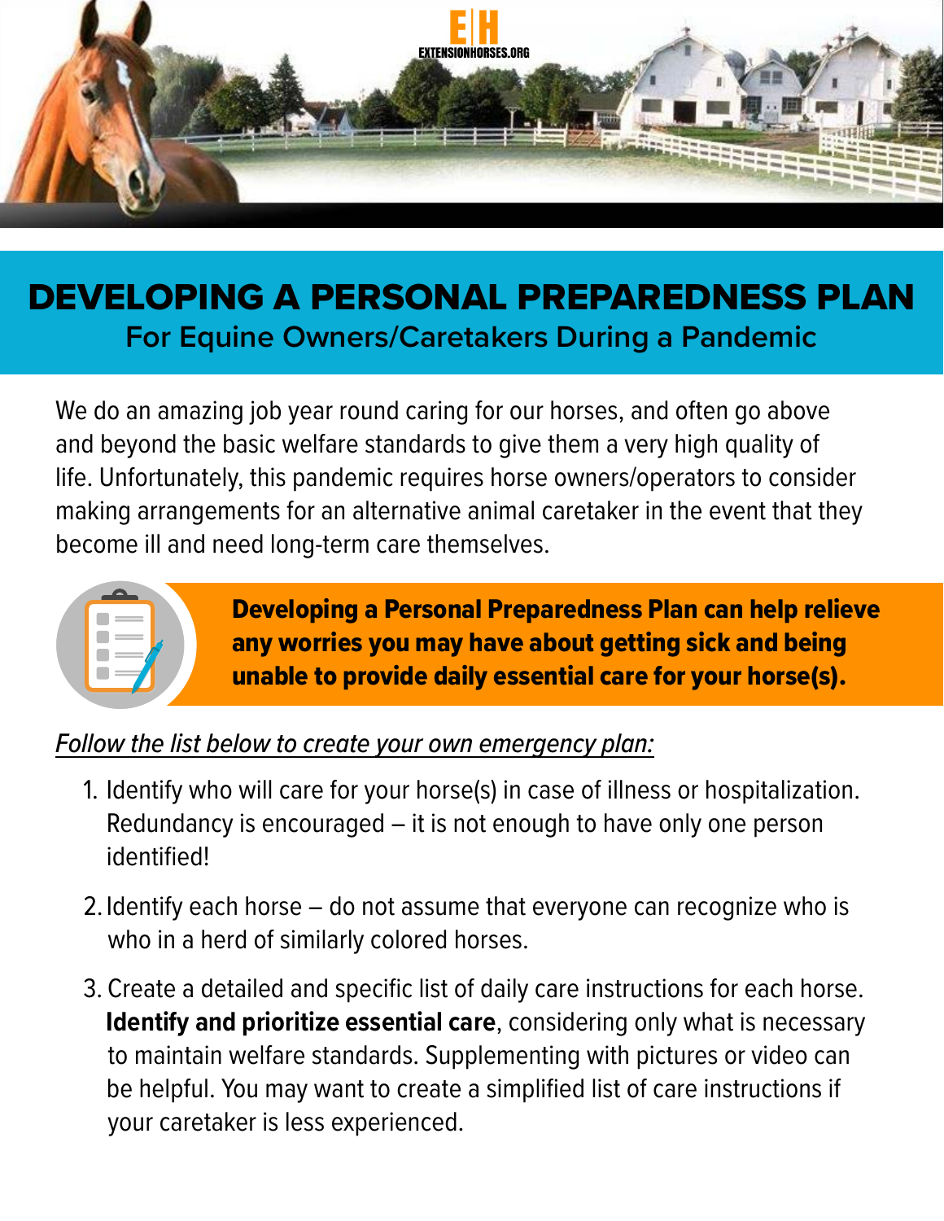EXTENSIONHORSES.ORG

# DEVELOPING A PERSONAL PREPAREDNESS PLAN

## For Equine Owners/Caretakers During a Pandemic

We do an amazing job year round caring for our horses, and often go above and beyond the basic welfare standards to give them a very high quality of life. Unfortunately, this pandemic requires horse owners/operators to consider making arrangements for an alternative animal caretaker in the event that they become ill and need long-term care themselves.

**Developing a Personal Preparedness Plan can help relieve any worries you may have about getting sick and being unable to provide daily essential care for your horse(s).**

*Follow the list below to create your own emergency plan:*

1. Identify who will care for your horse(s) in case of illness or hospitalization. Redundancy is encouraged – it is not enough to have only one person identified!
2. Identify each horse – do not assume that everyone can recognize who is who in a herd of similarly colored horses.
3. Create a detailed and specific list of daily care instructions for each horse. **Identify and prioritize essential care**, considering only what is necessary to maintain welfare standards. Supplementing with pictures or video can be helpful. You may want to create a simplified list of care instructions if your caretaker is less experienced.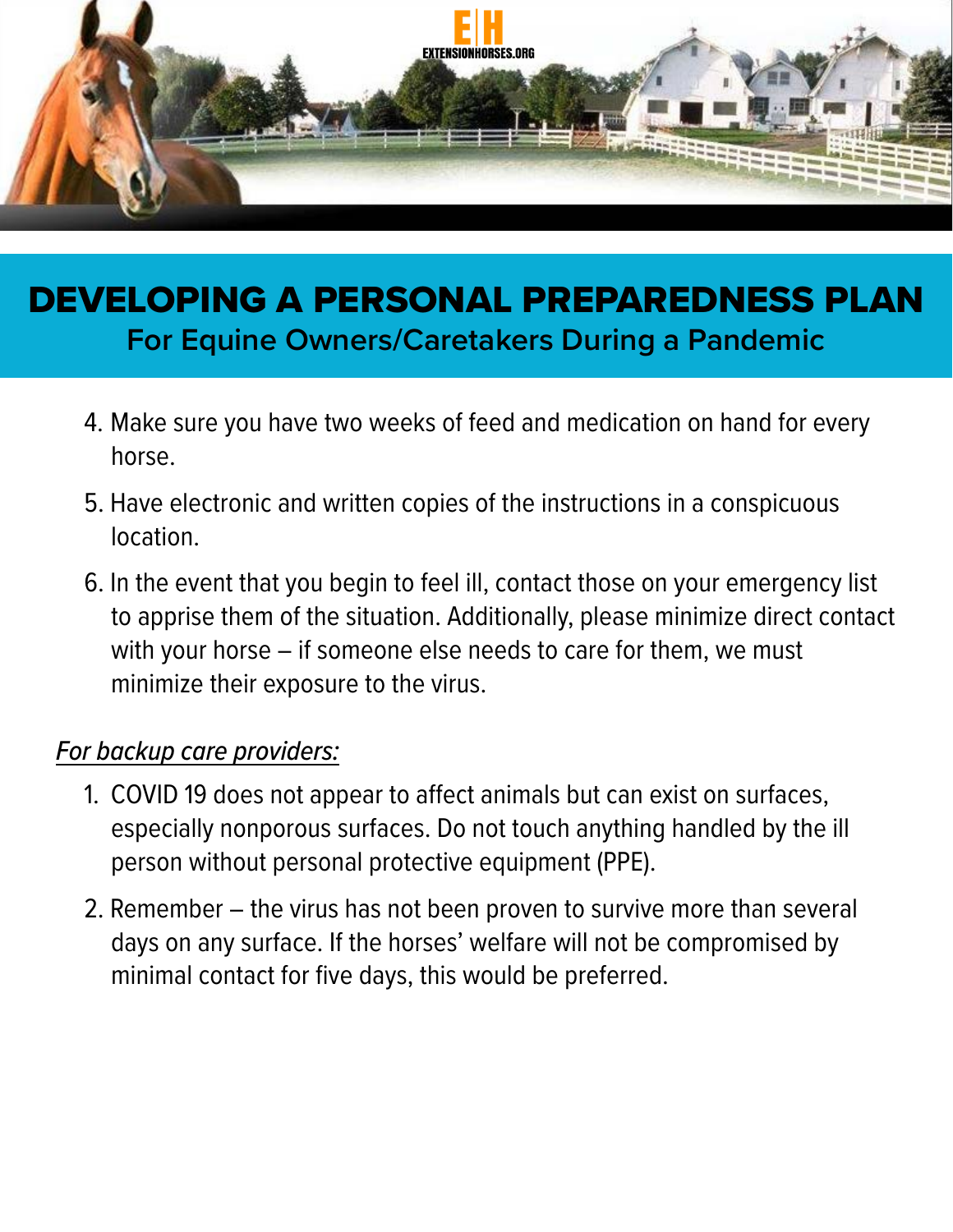# DEVELOPING A PERSONAL PREPAREDNESS PLAN

## For Equine Owners/Caretakers During a Pandemic

4. Make sure you have two weeks of feed and medication on hand for every horse.
5. Have electronic and written copies of the instructions in a conspicuous location.
6. In the event that you begin to feel ill, contact those on your emergency list to apprise them of the situation. Additionally, please minimize direct contact with your horse – if someone else needs to care for them, we must minimize their exposure to the virus.

*For backup care providers:*

1. COVID 19 does not appear to affect animals but can exist on surfaces, especially nonporous surfaces. Do not touch anything handled by the ill person without personal protective equipment (PPE).
2. Remember – the virus has not been proven to survive more than several days on any surface. If the horses' welfare will not be compromised by minimal contact for five days, this would be preferred.